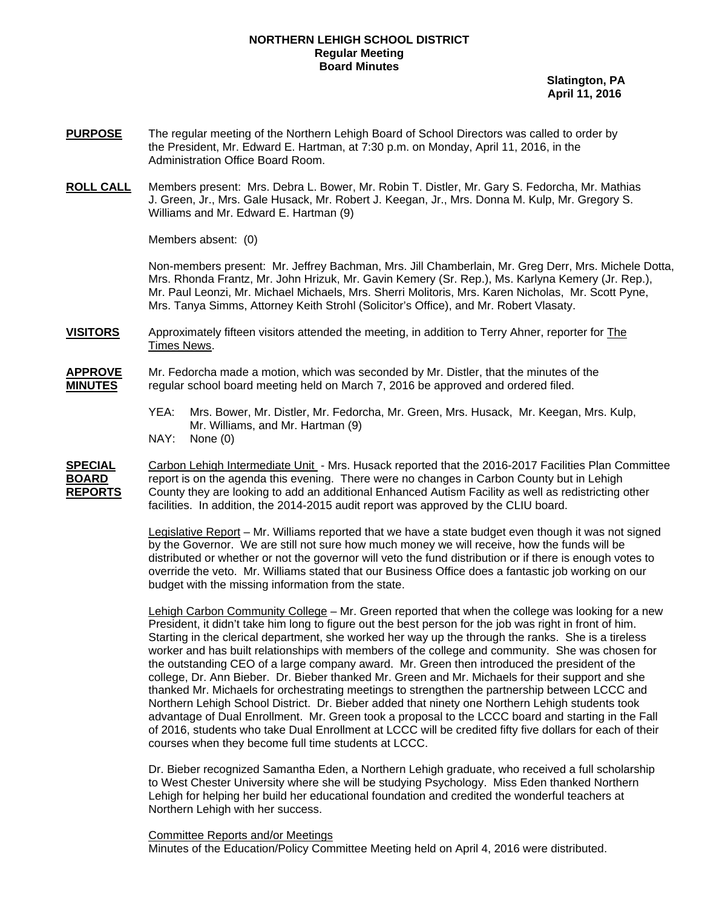**NORTHERN LEHIGH SCHOOL DISTRICT**
**Regular Meeting**
**Board Minutes**

**Slatington, PA**
**April 11, 2016**

**PURPOSE** The regular meeting of the Northern Lehigh Board of School Directors was called to order by the President, Mr. Edward E. Hartman, at 7:30 p.m. on Monday, April 11, 2016, in the Administration Office Board Room.

**ROLL CALL** Members present: Mrs. Debra L. Bower, Mr. Robin T. Distler, Mr. Gary S. Fedorcha, Mr. Mathias J. Green, Jr., Mrs. Gale Husack, Mr. Robert J. Keegan, Jr., Mrs. Donna M. Kulp, Mr. Gregory S. Williams and Mr. Edward E. Hartman (9)

Members absent: (0)

Non-members present: Mr. Jeffrey Bachman, Mrs. Jill Chamberlain, Mr. Greg Derr, Mrs. Michele Dotta, Mrs. Rhonda Frantz, Mr. John Hrizuk, Mr. Gavin Kemery (Sr. Rep.), Ms. Karlyna Kemery (Jr. Rep.), Mr. Paul Leonzi, Mr. Michael Michaels, Mrs. Sherri Molitoris, Mrs. Karen Nicholas, Mr. Scott Pyne, Mrs. Tanya Simms, Attorney Keith Strohl (Solicitor's Office), and Mr. Robert Vlasaty.

**VISITORS** Approximately fifteen visitors attended the meeting, in addition to Terry Ahner, reporter for The Times News.

**APPROVE MINUTES** Mr. Fedorcha made a motion, which was seconded by Mr. Distler, that the minutes of the regular school board meeting held on March 7, 2016 be approved and ordered filed.

YEA: Mrs. Bower, Mr. Distler, Mr. Fedorcha, Mr. Green, Mrs. Husack, Mr. Keegan, Mrs. Kulp, Mr. Williams, and Mr. Hartman (9)
NAY: None (0)

**SPECIAL BOARD REPORTS** Carbon Lehigh Intermediate Unit - Mrs. Husack reported that the 2016-2017 Facilities Plan Committee report is on the agenda this evening. There were no changes in Carbon County but in Lehigh County they are looking to add an additional Enhanced Autism Facility as well as redistricting other facilities. In addition, the 2014-2015 audit report was approved by the CLIU board.

Legislative Report – Mr. Williams reported that we have a state budget even though it was not signed by the Governor. We are still not sure how much money we will receive, how the funds will be distributed or whether or not the governor will veto the fund distribution or if there is enough votes to override the veto. Mr. Williams stated that our Business Office does a fantastic job working on our budget with the missing information from the state.

Lehigh Carbon Community College – Mr. Green reported that when the college was looking for a new President, it didn't take him long to figure out the best person for the job was right in front of him. Starting in the clerical department, she worked her way up the through the ranks. She is a tireless worker and has built relationships with members of the college and community. She was chosen for the outstanding CEO of a large company award. Mr. Green then introduced the president of the college, Dr. Ann Bieber. Dr. Bieber thanked Mr. Green and Mr. Michaels for their support and she thanked Mr. Michaels for orchestrating meetings to strengthen the partnership between LCCC and Northern Lehigh School District. Dr. Bieber added that ninety one Northern Lehigh students took advantage of Dual Enrollment. Mr. Green took a proposal to the LCCC board and starting in the Fall of 2016, students who take Dual Enrollment at LCCC will be credited fifty five dollars for each of their courses when they become full time students at LCCC.

Dr. Bieber recognized Samantha Eden, a Northern Lehigh graduate, who received a full scholarship to West Chester University where she will be studying Psychology. Miss Eden thanked Northern Lehigh for helping her build her educational foundation and credited the wonderful teachers at Northern Lehigh with her success.

Committee Reports and/or Meetings
Minutes of the Education/Policy Committee Meeting held on April 4, 2016 were distributed.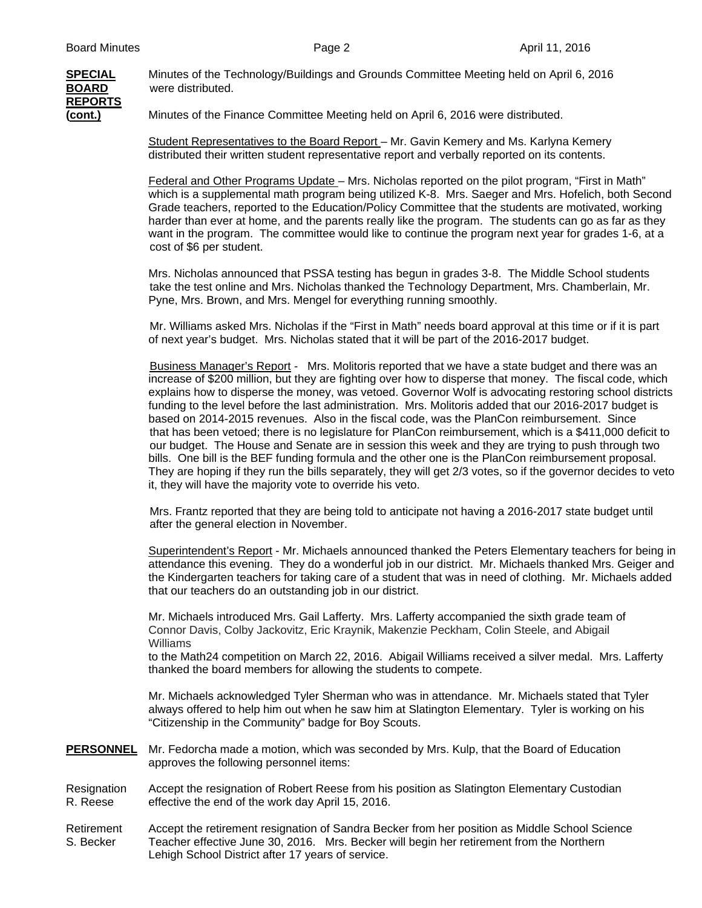**SPECIAL BOARD REPORTS (cont.)**

Minutes of the Technology/Buildings and Grounds Committee Meeting held on April 6, 2016 were distributed.

Minutes of the Finance Committee Meeting held on April 6, 2016 were distributed.

Student Representatives to the Board Report – Mr. Gavin Kemery and Ms. Karlyna Kemery distributed their written student representative report and verbally reported on its contents.

Federal and Other Programs Update – Mrs. Nicholas reported on the pilot program, "First in Math" which is a supplemental math program being utilized K-8. Mrs. Saeger and Mrs. Hofelich, both Second Grade teachers, reported to the Education/Policy Committee that the students are motivated, working harder than ever at home, and the parents really like the program. The students can go as far as they want in the program. The committee would like to continue the program next year for grades 1-6, at a cost of $6 per student.

Mrs. Nicholas announced that PSSA testing has begun in grades 3-8. The Middle School students take the test online and Mrs. Nicholas thanked the Technology Department, Mrs. Chamberlain, Mr. Pyne, Mrs. Brown, and Mrs. Mengel for everything running smoothly.

Mr. Williams asked Mrs. Nicholas if the "First in Math" needs board approval at this time or if it is part of next year's budget. Mrs. Nicholas stated that it will be part of the 2016-2017 budget.

Business Manager's Report - Mrs. Molitoris reported that we have a state budget and there was an increase of $200 million, but they are fighting over how to disperse that money. The fiscal code, which explains how to disperse the money, was vetoed. Governor Wolf is advocating restoring school districts funding to the level before the last administration. Mrs. Molitoris added that our 2016-2017 budget is based on 2014-2015 revenues. Also in the fiscal code, was the PlanCon reimbursement. Since that has been vetoed; there is no legislature for PlanCon reimbursement, which is a $411,000 deficit to our budget. The House and Senate are in session this week and they are trying to push through two bills. One bill is the BEF funding formula and the other one is the PlanCon reimbursement proposal. They are hoping if they run the bills separately, they will get 2/3 votes, so if the governor decides to veto it, they will have the majority vote to override his veto.

Mrs. Frantz reported that they are being told to anticipate not having a 2016-2017 state budget until after the general election in November.

Superintendent's Report - Mr. Michaels announced thanked the Peters Elementary teachers for being in attendance this evening. They do a wonderful job in our district. Mr. Michaels thanked Mrs. Geiger and the Kindergarten teachers for taking care of a student that was in need of clothing. Mr. Michaels added that our teachers do an outstanding job in our district.

Mr. Michaels introduced Mrs. Gail Lafferty. Mrs. Lafferty accompanied the sixth grade team of Connor Davis, Colby Jackovitz, Eric Kraynik, Makenzie Peckham, Colin Steele, and Abigail Williams to the Math24 competition on March 22, 2016. Abigail Williams received a silver medal. Mrs. Lafferty thanked the board members for allowing the students to compete.

Mr. Michaels acknowledged Tyler Sherman who was in attendance. Mr. Michaels stated that Tyler always offered to help him out when he saw him at Slatington Elementary. Tyler is working on his "Citizenship in the Community" badge for Boy Scouts.

**PERSONNEL**

Mr. Fedorcha made a motion, which was seconded by Mrs. Kulp, that the Board of Education approves the following personnel items:

Resignation R. Reese — Accept the resignation of Robert Reese from his position as Slatington Elementary Custodian effective the end of the work day April 15, 2016.

Retirement S. Becker — Accept the retirement resignation of Sandra Becker from her position as Middle School Science Teacher effective June 30, 2016. Mrs. Becker will begin her retirement from the Northern Lehigh School District after 17 years of service.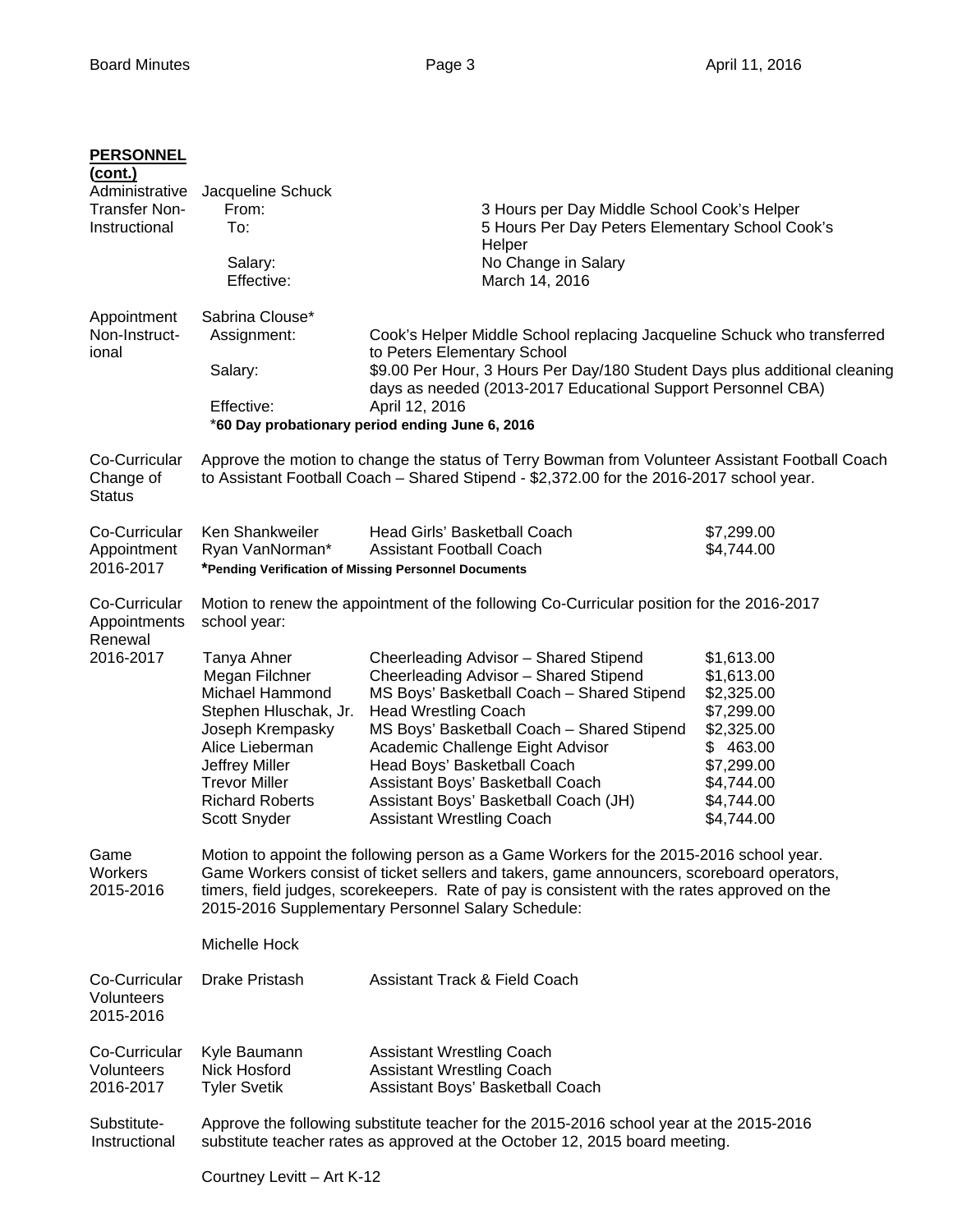**PERSONNEL (cont.)**

**Administrative Transfer Non-Instructional**

Jacqueline Schuck

| | |
|---|---|
| From: | 3 Hours per Day Middle School Cook's Helper |
| To: | 5 Hours Per Day Peters Elementary School Cook's Helper |
| Salary: | No Change in Salary |
| Effective: | March 14, 2016 |

**Appointment Non-Instructional**

Sabrina Clouse*

| | |
|---|---|
| Assignment: | Cook's Helper Middle School replacing Jacqueline Schuck who transferred to Peters Elementary School |
| Salary: | $9.00 Per Hour, 3 Hours Per Day/180 Student Days plus additional cleaning days as needed (2013-2017 Educational Support Personnel CBA) |
| Effective: | April 12, 2016 |

***60 Day probationary period ending June 6, 2016**

**Co-Curricular Change of Status**

Approve the motion to change the status of Terry Bowman from Volunteer Assistant Football Coach to Assistant Football Coach – Shared Stipend - $2,372.00 for the 2016-2017 school year.

**Co-Curricular Appointment 2016-2017**

| | | |
|---|---|---|
| Ken Shankweiler | Head Girls' Basketball Coach | $7,299.00 |
| Ryan VanNorman* | Assistant Football Coach | $4,744.00 |

***Pending Verification of Missing Personnel Documents**

**Co-Curricular Appointments Renewal 2016-2017**

Motion to renew the appointment of the following Co-Curricular position for the 2016-2017 school year:

| | | |
|---|---|---|
| Tanya Ahner | Cheerleading Advisor – Shared Stipend | $1,613.00 |
| Megan Filchner | Cheerleading Advisor – Shared Stipend | $1,613.00 |
| Michael Hammond | MS Boys' Basketball Coach – Shared Stipend | $2,325.00 |
| Stephen Hluschak, Jr. | Head Wrestling Coach | $7,299.00 |
| Joseph Krempasky | MS Boys' Basketball Coach – Shared Stipend | $2,325.00 |
| Alice Lieberman | Academic Challenge Eight Advisor | $ 463.00 |
| Jeffrey Miller | Head Boys' Basketball Coach | $7,299.00 |
| Trevor Miller | Assistant Boys' Basketball Coach | $4,744.00 |
| Richard Roberts | Assistant Boys' Basketball Coach (JH) | $4,744.00 |
| Scott Snyder | Assistant Wrestling Coach | $4,744.00 |

**Game Workers 2015-2016**

Motion to appoint the following person as a Game Workers for the 2015-2016 school year. Game Workers consist of ticket sellers and takers, game announcers, scoreboard operators, timers, field judges, scorekeepers. Rate of pay is consistent with the rates approved on the 2015-2016 Supplementary Personnel Salary Schedule:

Michelle Hock

**Co-Curricular Volunteers 2015-2016**

| | |
|---|---|
| Drake Pristash | Assistant Track & Field Coach |

**Co-Curricular Volunteers 2016-2017**

| | |
|---|---|
| Kyle Baumann | Assistant Wrestling Coach |
| Nick Hosford | Assistant Wrestling Coach |
| Tyler Svetik | Assistant Boys' Basketball Coach |

**Substitute-Instructional**

Approve the following substitute teacher for the 2015-2016 school year at the 2015-2016 substitute teacher rates as approved at the October 12, 2015 board meeting.

Courtney Levitt – Art K-12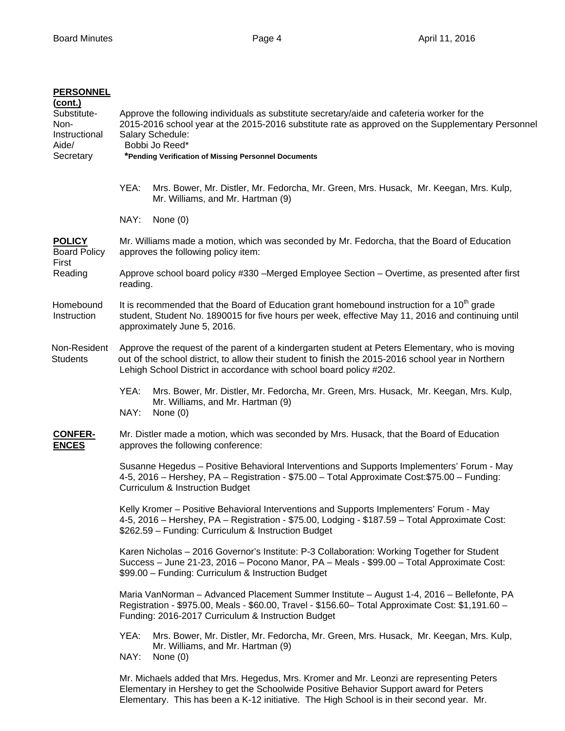**PERSONNEL (cont.)**

Substitute-Non-Instructional Aide/ Secretary

Approve the following individuals as substitute secretary/aide and cafeteria worker for the 2015-2016 school year at the 2015-2016 substitute rate as approved on the Supplementary Personnel Salary Schedule:

Bobbi Jo Reed*

***Pending Verification of Missing Personnel Documents**

YEA: Mrs. Bower, Mr. Distler, Mr. Fedorcha, Mr. Green, Mrs. Husack, Mr. Keegan, Mrs. Kulp, Mr. Williams, and Mr. Hartman (9)

NAY: None (0)

**POLICY**

Board Policy First Reading

Mr. Williams made a motion, which was seconded by Mr. Fedorcha, that the Board of Education approves the following policy item:

Approve school board policy #330 –Merged Employee Section – Overtime, as presented after first reading.

Homebound Instruction

It is recommended that the Board of Education grant homebound instruction for a 10th grade student, Student No. 1890015 for five hours per week, effective May 11, 2016 and continuing until approximately June 5, 2016.

Non-Resident Students

Approve the request of the parent of a kindergarten student at Peters Elementary, who is moving out of the school district, to allow their student to finish the 2015-2016 school year in Northern Lehigh School District in accordance with school board policy #202.

YEA: Mrs. Bower, Mr. Distler, Mr. Fedorcha, Mr. Green, Mrs. Husack, Mr. Keegan, Mrs. Kulp, Mr. Williams, and Mr. Hartman (9)

NAY: None (0)

**CONFERENCES**

Mr. Distler made a motion, which was seconded by Mrs. Husack, that the Board of Education approves the following conference:

Susanne Hegedus – Positive Behavioral Interventions and Supports Implementers' Forum - May 4-5, 2016 – Hershey, PA – Registration - $75.00 – Total Approximate Cost:$75.00 – Funding: Curriculum & Instruction Budget

Kelly Kromer – Positive Behavioral Interventions and Supports Implementers' Forum - May 4-5, 2016 – Hershey, PA – Registration - $75.00, Lodging - $187.59 – Total Approximate Cost: $262.59 – Funding: Curriculum & Instruction Budget

Karen Nicholas – 2016 Governor's Institute: P-3 Collaboration: Working Together for Student Success – June 21-23, 2016 – Pocono Manor, PA – Meals - $99.00 – Total Approximate Cost: $99.00 – Funding: Curriculum & Instruction Budget

Maria VanNorman – Advanced Placement Summer Institute – August 1-4, 2016 – Bellefonte, PA Registration - $975.00, Meals - $60.00, Travel - $156.60– Total Approximate Cost: $1,191.60 – Funding: 2016-2017 Curriculum & Instruction Budget

YEA: Mrs. Bower, Mr. Distler, Mr. Fedorcha, Mr. Green, Mrs. Husack, Mr. Keegan, Mrs. Kulp, Mr. Williams, and Mr. Hartman (9)

NAY: None (0)

Mr. Michaels added that Mrs. Hegedus, Mrs. Kromer and Mr. Leonzi are representing Peters Elementary in Hershey to get the Schoolwide Positive Behavior Support award for Peters Elementary. This has been a K-12 initiative. The High School is in their second year. Mr.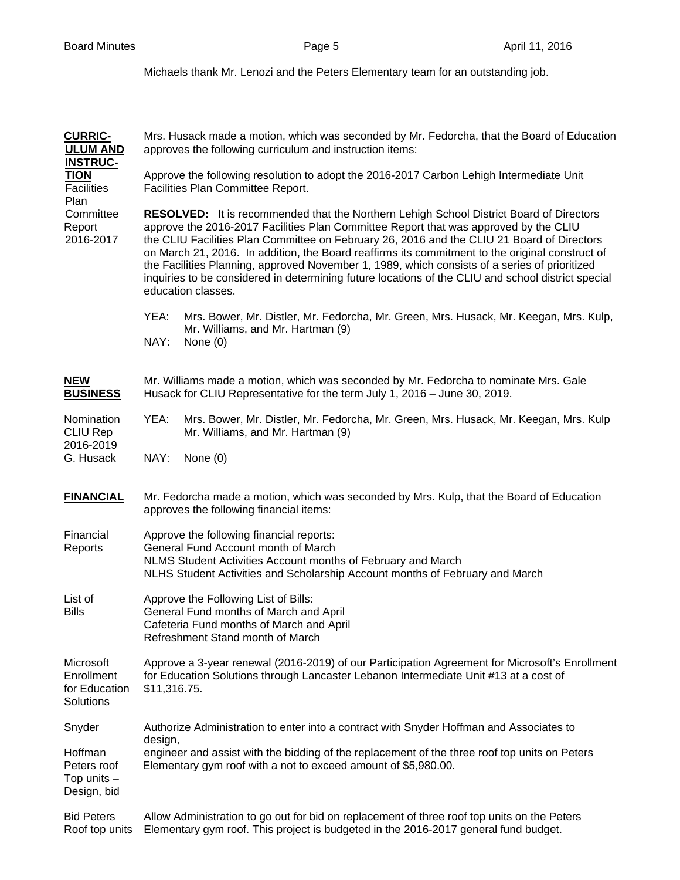Michaels thank Mr. Lenozi and the Peters Elementary team for an outstanding job.

**CURRICULUM AND INSTRUCTION**

Mrs. Husack made a motion, which was seconded by Mr. Fedorcha, that the Board of Education approves the following curriculum and instruction items:

Facilities Plan Committee Report 2016-2017

Approve the following resolution to adopt the 2016-2017 Carbon Lehigh Intermediate Unit Facilities Plan Committee Report.

**RESOLVED:** It is recommended that the Northern Lehigh School District Board of Directors approve the 2016-2017 Facilities Plan Committee Report that was approved by the CLIU the CLIU Facilities Plan Committee on February 26, 2016 and the CLIU 21 Board of Directors on March 21, 2016. In addition, the Board reaffirms its commitment to the original construct of the Facilities Planning, approved November 1, 1989, which consists of a series of prioritized inquiries to be considered in determining future locations of the CLIU and school district special education classes.

YEA: Mrs. Bower, Mr. Distler, Mr. Fedorcha, Mr. Green, Mrs. Husack, Mr. Keegan, Mrs. Kulp, Mr. Williams, and Mr. Hartman (9)

NAY: None (0)

**NEW BUSINESS**

Mr. Williams made a motion, which was seconded by Mr. Fedorcha to nominate Mrs. Gale Husack for CLIU Representative for the term July 1, 2016 – June 30, 2019.

Nomination CLIU Rep 2016-2019 G. Husack

YEA: Mrs. Bower, Mr. Distler, Mr. Fedorcha, Mr. Green, Mrs. Husack, Mr. Keegan, Mrs. Kulp Mr. Williams, and Mr. Hartman (9)

NAY: None (0)

**FINANCIAL**

Mr. Fedorcha made a motion, which was seconded by Mrs. Kulp, that the Board of Education approves the following financial items:

Financial Reports

Approve the following financial reports:
General Fund Account month of March
NLMS Student Activities Account months of February and March
NLHS Student Activities and Scholarship Account months of February and March

List of Bills

Approve the Following List of Bills:
General Fund months of March and April
Cafeteria Fund months of March and April
Refreshment Stand month of March

Microsoft Enrollment for Education Solutions

Approve a 3-year renewal (2016-2019) of our Participation Agreement for Microsoft's Enrollment for Education Solutions through Lancaster Lebanon Intermediate Unit #13 at a cost of $11,316.75.

Snyder Hoffman Peters roof Top units – Design, bid

Authorize Administration to enter into a contract with Snyder Hoffman and Associates to design, engineer and assist with the bidding of the replacement of the three roof top units on Peters Elementary gym roof with a not to exceed amount of $5,980.00.

Bid Peters Roof top units

Allow Administration to go out for bid on replacement of three roof top units on the Peters Elementary gym roof. This project is budgeted in the 2016-2017 general fund budget.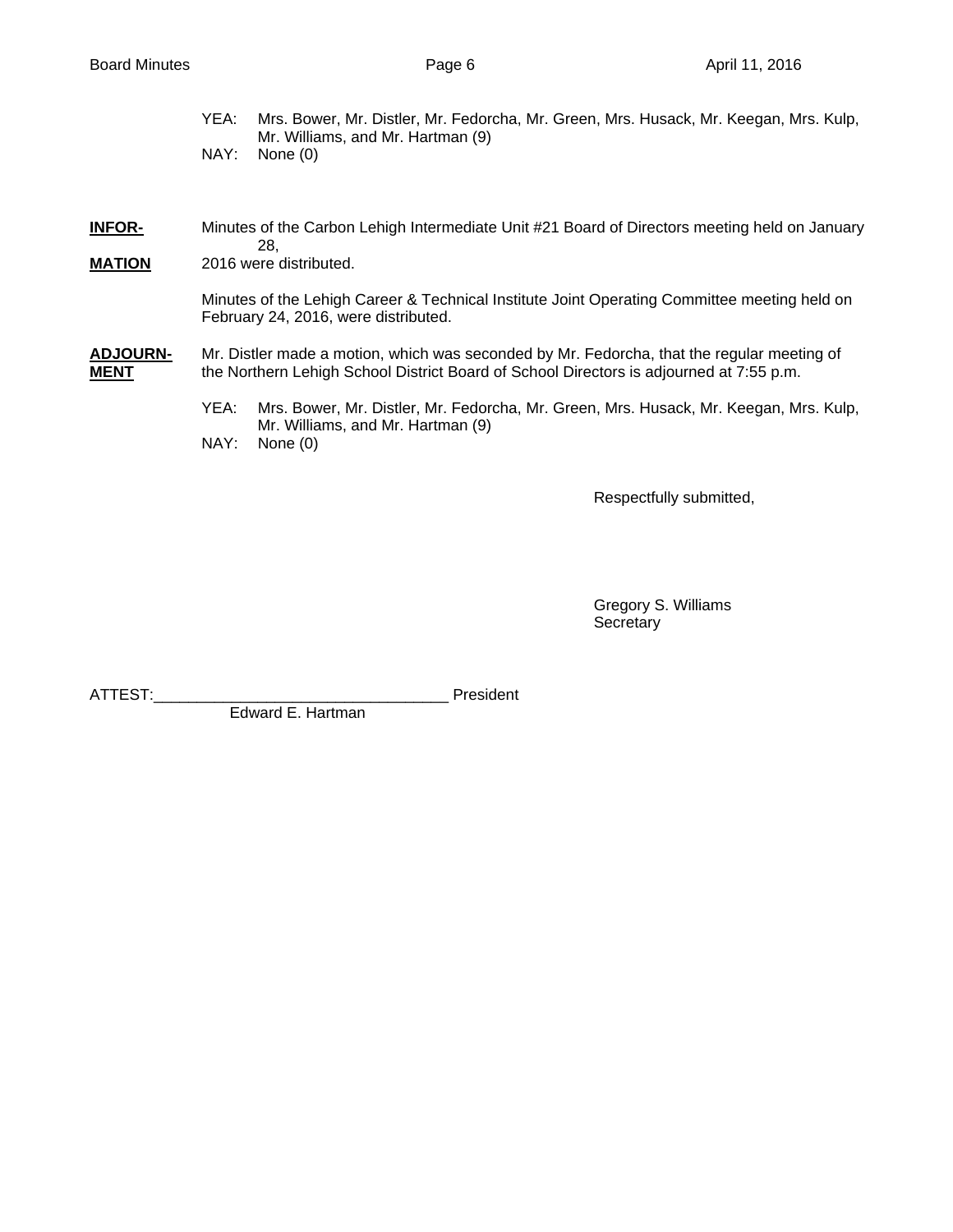YEA: Mrs. Bower, Mr. Distler, Mr. Fedorcha, Mr. Green, Mrs. Husack, Mr. Keegan, Mrs. Kulp, Mr. Williams, and Mr. Hartman (9)
NAY: None (0)

**INFOR-MATION**

Minutes of the Carbon Lehigh Intermediate Unit #21 Board of Directors meeting held on January 28, 2016 were distributed.

Minutes of the Lehigh Career & Technical Institute Joint Operating Committee meeting held on February 24, 2016, were distributed.

**ADJOURN-MENT**

Mr. Distler made a motion, which was seconded by Mr. Fedorcha, that the regular meeting of the Northern Lehigh School District Board of School Directors is adjourned at 7:55 p.m.

YEA: Mrs. Bower, Mr. Distler, Mr. Fedorcha, Mr. Green, Mrs. Husack, Mr. Keegan, Mrs. Kulp, Mr. Williams, and Mr. Hartman (9)
NAY: None (0)

Respectfully submitted,

Gregory S. Williams
Secretary

ATTEST:_________________________________ President
Edward E. Hartman